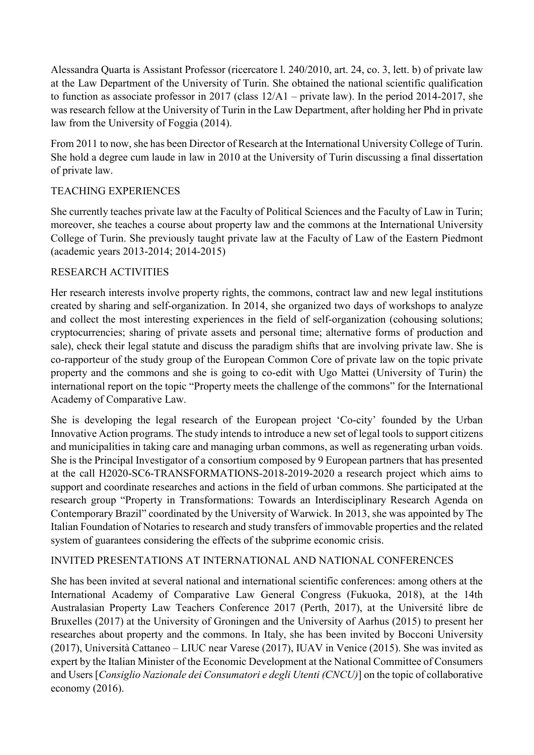Alessandra Quarta is Assistant Professor (ricercatore l. 240/2010, art. 24, co. 3, lett. b) of private law at the Law Department of the University of Turin. She obtained the national scientific qualification to function as associate professor in 2017 (class 12/A1 – private law). In the period 2014-2017, she was research fellow at the University of Turin in the Law Department, after holding her Phd in private law from the University of Foggia (2014).

From 2011 to now, she has been Director of Research at the International University College of Turin. She hold a degree cum laude in law in 2010 at the University of Turin discussing a final dissertation of private law.

## TEACHING EXPERIENCES

She currently teaches private law at the Faculty of Political Sciences and the Faculty of Law in Turin; moreover, she teaches a course about property law and the commons at the International University College of Turin. She previously taught private law at the Faculty of Law of the Eastern Piedmont (academic years 2013-2014; 2014-2015)

## RESEARCH ACTIVITIES

Her research interests involve property rights, the commons, contract law and new legal institutions created by sharing and self-organization. In 2014, she organized two days of workshops to analyze and collect the most interesting experiences in the field of self-organization (cohousing solutions; cryptocurrencies; sharing of private assets and personal time; alternative forms of production and sale), check their legal statute and discuss the paradigm shifts that are involving private law. She is co-rapporteur of the study group of the European Common Core of private law on the topic private property and the commons and she is going to co-edit with Ugo Mattei (University of Turin) the international report on the topic "Property meets the challenge of the commons" for the International Academy of Comparative Law.

She is developing the legal research of the European project 'Co-city' founded by the Urban Innovative Action programs. The study intends to introduce a new set of legal tools to support citizens and municipalities in taking care and managing urban commons, as well as regenerating urban voids. She is the Principal Investigator of a consortium composed by 9 European partners that has presented at the call H2020-SC6-TRANSFORMATIONS-2018-2019-2020 a research project which aims to support and coordinate researches and actions in the field of urban commons. She participated at the research group "Property in Transformations: Towards an Interdisciplinary Research Agenda on Contemporary Brazil" coordinated by the University of Warwick. In 2013, she was appointed by The Italian Foundation of Notaries to research and study transfers of immovable properties and the related system of guarantees considering the effects of the subprime economic crisis.

## INVITED PRESENTATIONS AT INTERNATIONAL AND NATIONAL CONFERENCES

She has been invited at several national and international scientific conferences: among others at the International Academy of Comparative Law General Congress (Fukuoka, 2018), at the 14th Australasian Property Law Teachers Conference 2017 (Perth, 2017), at the Université libre de Bruxelles (2017) at the University of Groningen and the University of Aarhus (2015) to present her researches about property and the commons. In Italy, she has been invited by Bocconi University (2017), Università Cattaneo – LIUC near Varese (2017), IUAV in Venice (2015). She was invited as expert by the Italian Minister of the Economic Development at the National Committee of Consumers and Users [*Consiglio Nazionale dei Consumatori e degli Utenti (CNCU)*] on the topic of collaborative economy (2016).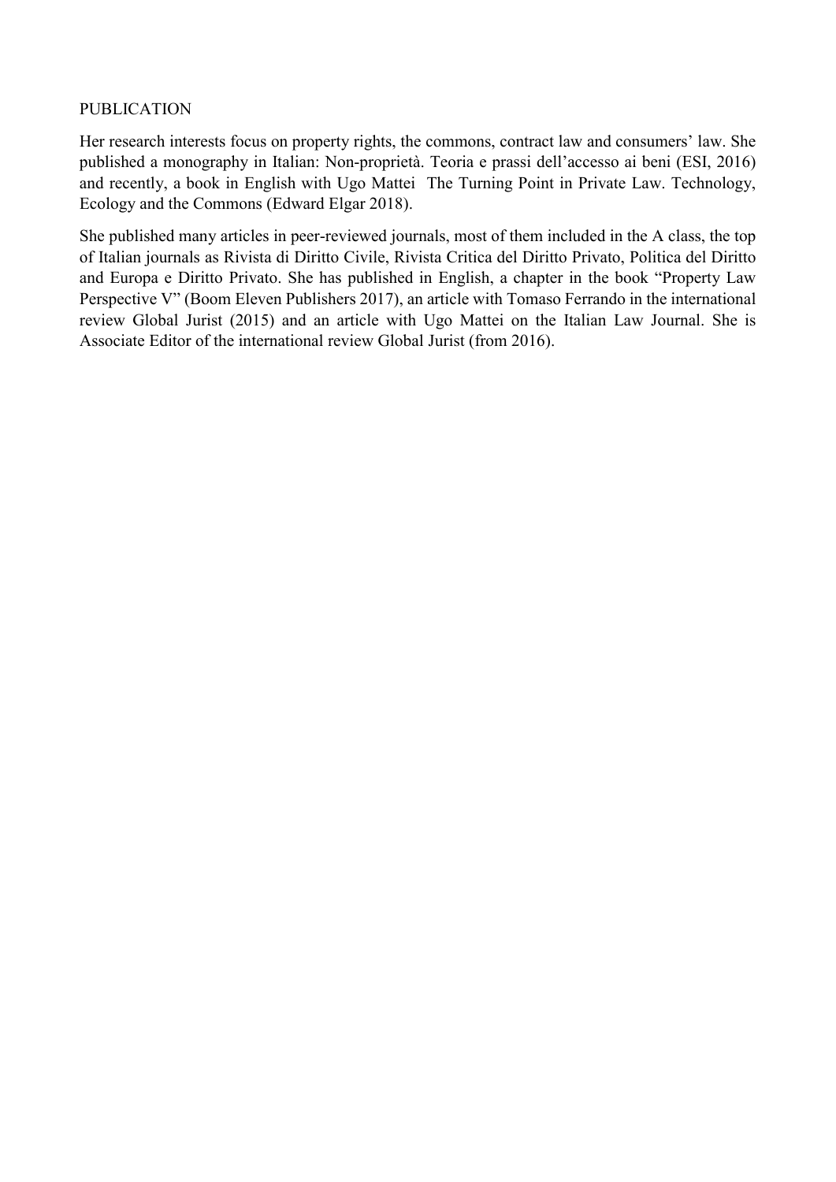## PUBLICATION

Her research interests focus on property rights, the commons, contract law and consumers' law. She published a monography in Italian: Non-proprietà. Teoria e prassi dell'accesso ai beni (ESI, 2016) and recently, a book in English with Ugo Mattei The Turning Point in Private Law. Technology, Ecology and the Commons (Edward Elgar 2018).

She published many articles in peer-reviewed journals, most of them included in the A class, the top of Italian journals as Rivista di Diritto Civile, Rivista Critica del Diritto Privato, Politica del Diritto and Europa e Diritto Privato. She has published in English, a chapter in the book "Property Law Perspective V" (Boom Eleven Publishers 2017), an article with Tomaso Ferrando in the international review Global Jurist (2015) and an article with Ugo Mattei on the Italian Law Journal. She is Associate Editor of the international review Global Jurist (from 2016).